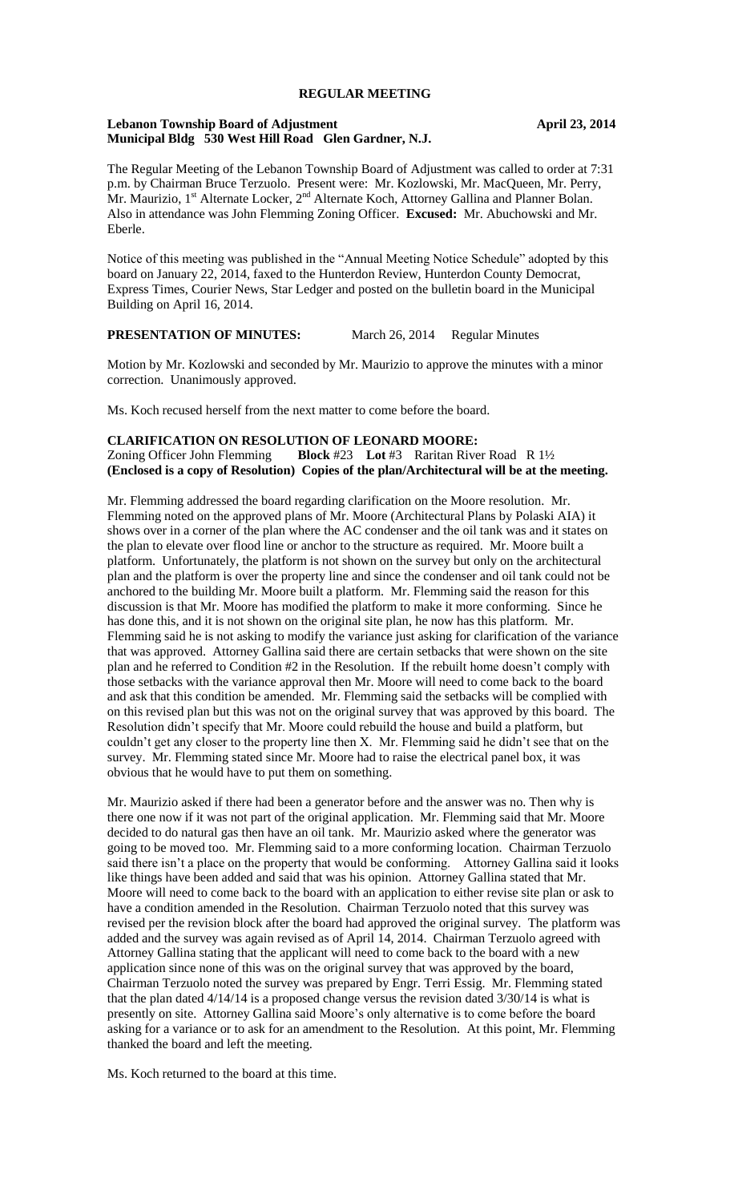# REGULAR MEETING

**Lebanon Township Board of Adjustment** **April 23, 2014**
**Municipal Bldg 530 West Hill Road Glen Gardner, N.J.**

The Regular Meeting of the Lebanon Township Board of Adjustment was called to order at 7:31 p.m. by Chairman Bruce Terzuolo. Present were: Mr. Kozlowski, Mr. MacQueen, Mr. Perry, Mr. Maurizio, 1st Alternate Locker, 2nd Alternate Koch, Attorney Gallina and Planner Bolan. Also in attendance was John Flemming Zoning Officer. **Excused:** Mr. Abuchowski and Mr. Eberle.

Notice of this meeting was published in the "Annual Meeting Notice Schedule" adopted by this board on January 22, 2014, faxed to the Hunterdon Review, Hunterdon County Democrat, Express Times, Courier News, Star Ledger and posted on the bulletin board in the Municipal Building on April 16, 2014.

**PRESENTATION OF MINUTES:** March 26, 2014 Regular Minutes

Motion by Mr. Kozlowski and seconded by Mr. Maurizio to approve the minutes with a minor correction. Unanimously approved.

Ms. Koch recused herself from the next matter to come before the board.

**CLARIFICATION ON RESOLUTION OF LEONARD MOORE:**
Zoning Officer John Flemming **Block** #23 **Lot** #3 Raritan River Road R 1½
**(Enclosed is a copy of Resolution) Copies of the plan/Architectural will be at the meeting.**

Mr. Flemming addressed the board regarding clarification on the Moore resolution. Mr. Flemming noted on the approved plans of Mr. Moore (Architectural Plans by Polaski AIA) it shows over in a corner of the plan where the AC condenser and the oil tank was and it states on the plan to elevate over flood line or anchor to the structure as required. Mr. Moore built a platform. Unfortunately, the platform is not shown on the survey but only on the architectural plan and the platform is over the property line and since the condenser and oil tank could not be anchored to the building Mr. Moore built a platform. Mr. Flemming said the reason for this discussion is that Mr. Moore has modified the platform to make it more conforming. Since he has done this, and it is not shown on the original site plan, he now has this platform. Mr. Flemming said he is not asking to modify the variance just asking for clarification of the variance that was approved. Attorney Gallina said there are certain setbacks that were shown on the site plan and he referred to Condition #2 in the Resolution. If the rebuilt home doesn't comply with those setbacks with the variance approval then Mr. Moore will need to come back to the board and ask that this condition be amended. Mr. Flemming said the setbacks will be complied with on this revised plan but this was not on the original survey that was approved by this board. The Resolution didn't specify that Mr. Moore could rebuild the house and build a platform, but couldn't get any closer to the property line then X. Mr. Flemming said he didn't see that on the survey. Mr. Flemming stated since Mr. Moore had to raise the electrical panel box, it was obvious that he would have to put them on something.

Mr. Maurizio asked if there had been a generator before and the answer was no. Then why is there one now if it was not part of the original application. Mr. Flemming said that Mr. Moore decided to do natural gas then have an oil tank. Mr. Maurizio asked where the generator was going to be moved too. Mr. Flemming said to a more conforming location. Chairman Terzuolo said there isn't a place on the property that would be conforming. Attorney Gallina said it looks like things have been added and said that was his opinion. Attorney Gallina stated that Mr. Moore will need to come back to the board with an application to either revise site plan or ask to have a condition amended in the Resolution. Chairman Terzuolo noted that this survey was revised per the revision block after the board had approved the original survey. The platform was added and the survey was again revised as of April 14, 2014. Chairman Terzuolo agreed with Attorney Gallina stating that the applicant will need to come back to the board with a new application since none of this was on the original survey that was approved by the board, Chairman Terzuolo noted the survey was prepared by Engr. Terri Essig. Mr. Flemming stated that the plan dated 4/14/14 is a proposed change versus the revision dated 3/30/14 is what is presently on site. Attorney Gallina said Moore's only alternative is to come before the board asking for a variance or to ask for an amendment to the Resolution. At this point, Mr. Flemming thanked the board and left the meeting.

Ms. Koch returned to the board at this time.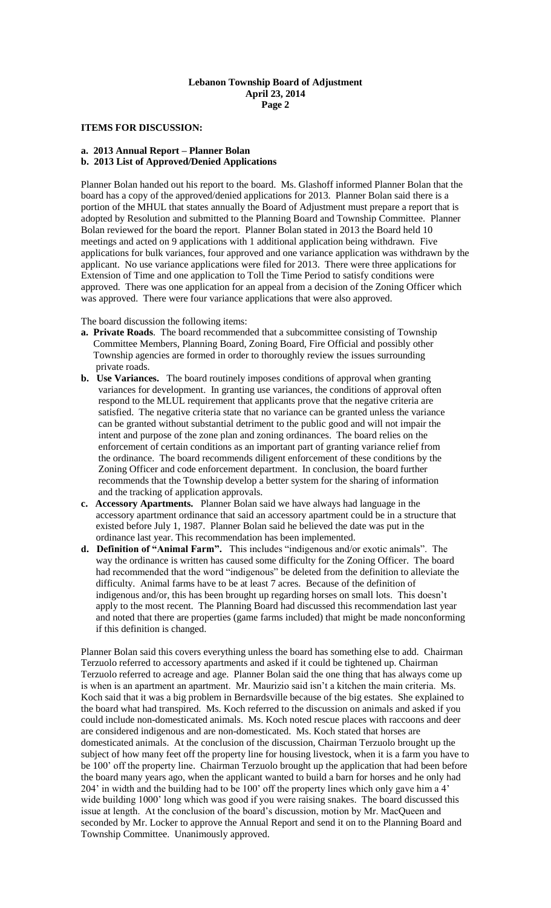## ITEMS FOR DISCUSSION:

**a. 2013 Annual Report – Planner Bolan**
**b. 2013 List of Approved/Denied Applications**

Planner Bolan handed out his report to the board. Ms. Glashoff informed Planner Bolan that the board has a copy of the approved/denied applications for 2013. Planner Bolan said there is a portion of the MHUL that states annually the Board of Adjustment must prepare a report that is adopted by Resolution and submitted to the Planning Board and Township Committee. Planner Bolan reviewed for the board the report. Planner Bolan stated in 2013 the Board held 10 meetings and acted on 9 applications with 1 additional application being withdrawn. Five applications for bulk variances, four approved and one variance application was withdrawn by the applicant. No use variance applications were filed for 2013. There were three applications for Extension of Time and one application to Toll the Time Period to satisfy conditions were approved. There was one application for an appeal from a decision of the Zoning Officer which was approved. There were four variance applications that were also approved.

The board discussion the following items:

- **a. Private Roads**. The board recommended that a subcommittee consisting of Township Committee Members, Planning Board, Zoning Board, Fire Official and possibly other Township agencies are formed in order to thoroughly review the issues surrounding private roads.
- **b. Use Variances.** The board routinely imposes conditions of approval when granting variances for development. In granting use variances, the conditions of approval often respond to the MLUL requirement that applicants prove that the negative criteria are satisfied. The negative criteria state that no variance can be granted unless the variance can be granted without substantial detriment to the public good and will not impair the intent and purpose of the zone plan and zoning ordinances. The board relies on the enforcement of certain conditions as an important part of granting variance relief from the ordinance. The board recommends diligent enforcement of these conditions by the Zoning Officer and code enforcement department. In conclusion, the board further recommends that the Township develop a better system for the sharing of information and the tracking of application approvals.
- **c. Accessory Apartments.** Planner Bolan said we have always had language in the accessory apartment ordinance that said an accessory apartment could be in a structure that existed before July 1, 1987. Planner Bolan said he believed the date was put in the ordinance last year. This recommendation has been implemented.
- **d. Definition of "Animal Farm".** This includes "indigenous and/or exotic animals". The way the ordinance is written has caused some difficulty for the Zoning Officer. The board had recommended that the word "indigenous" be deleted from the definition to alleviate the difficulty. Animal farms have to be at least 7 acres. Because of the definition of indigenous and/or, this has been brought up regarding horses on small lots. This doesn't apply to the most recent. The Planning Board had discussed this recommendation last year and noted that there are properties (game farms included) that might be made nonconforming if this definition is changed.

Planner Bolan said this covers everything unless the board has something else to add. Chairman Terzuolo referred to accessory apartments and asked if it could be tightened up. Chairman Terzuolo referred to acreage and age. Planner Bolan said the one thing that has always come up is when is an apartment an apartment. Mr. Maurizio said isn't a kitchen the main criteria. Ms. Koch said that it was a big problem in Bernardsville because of the big estates. She explained to the board what had transpired. Ms. Koch referred to the discussion on animals and asked if you could include non-domesticated animals. Ms. Koch noted rescue places with raccoons and deer are considered indigenous and are non-domesticated. Ms. Koch stated that horses are domesticated animals. At the conclusion of the discussion, Chairman Terzuolo brought up the subject of how many feet off the property line for housing livestock, when it is a farm you have to be 100' off the property line. Chairman Terzuolo brought up the application that had been before the board many years ago, when the applicant wanted to build a barn for horses and he only had 204' in width and the building had to be 100' off the property lines which only gave him a 4' wide building 1000' long which was good if you were raising snakes. The board discussed this issue at length. At the conclusion of the board's discussion, motion by Mr. MacQueen and seconded by Mr. Locker to approve the Annual Report and send it on to the Planning Board and Township Committee. Unanimously approved.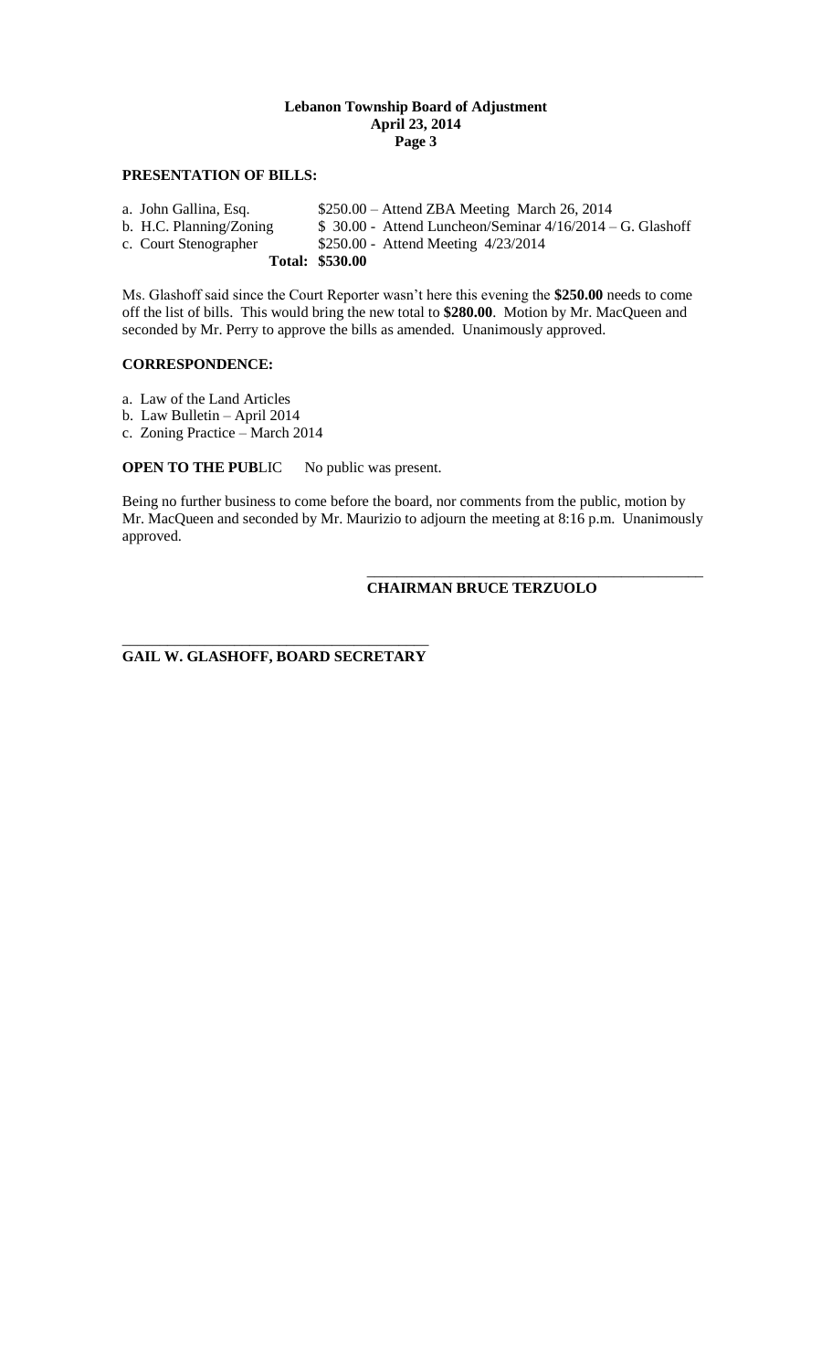**PRESENTATION OF BILLS:**

| | |
|---|---|
| a. John Gallina, Esq. | \$250.00 – Attend ZBA Meeting March 26, 2014 |
| b. H.C. Planning/Zoning | \$ 30.00 - Attend Luncheon/Seminar 4/16/2014 – G. Glashoff |
| c. Court Stenographer | \$250.00 - Attend Meeting 4/23/2014 |
| **Total:** | **\$530.00** |

Ms. Glashoff said since the Court Reporter wasn't here this evening the **\$250.00** needs to come off the list of bills. This would bring the new total to **\$280.00**. Motion by Mr. MacQueen and seconded by Mr. Perry to approve the bills as amended. Unanimously approved.

**CORRESPONDENCE:**

a. Law of the Land Articles
b. Law Bulletin – April 2014
c. Zoning Practice – March 2014

**OPEN TO THE PUBLIC** No public was present.

Being no further business to come before the board, nor comments from the public, motion by Mr. MacQueen and seconded by Mr. Maurizio to adjourn the meeting at 8:16 p.m. Unanimously approved.

\_\_\_\_\_\_\_\_\_\_\_\_\_\_\_\_\_\_\_\_\_\_\_\_\_\_\_\_\_\_\_\_\_\_\_\_\_\_\_\_\_\_\_\_\_
**CHAIRMAN BRUCE TERZUOLO**

\_\_\_\_\_\_\_\_\_\_\_\_\_\_\_\_\_\_\_\_\_\_\_\_\_\_\_\_\_\_\_\_\_\_\_\_\_\_\_\_
**GAIL W. GLASHOFF, BOARD SECRETARY**